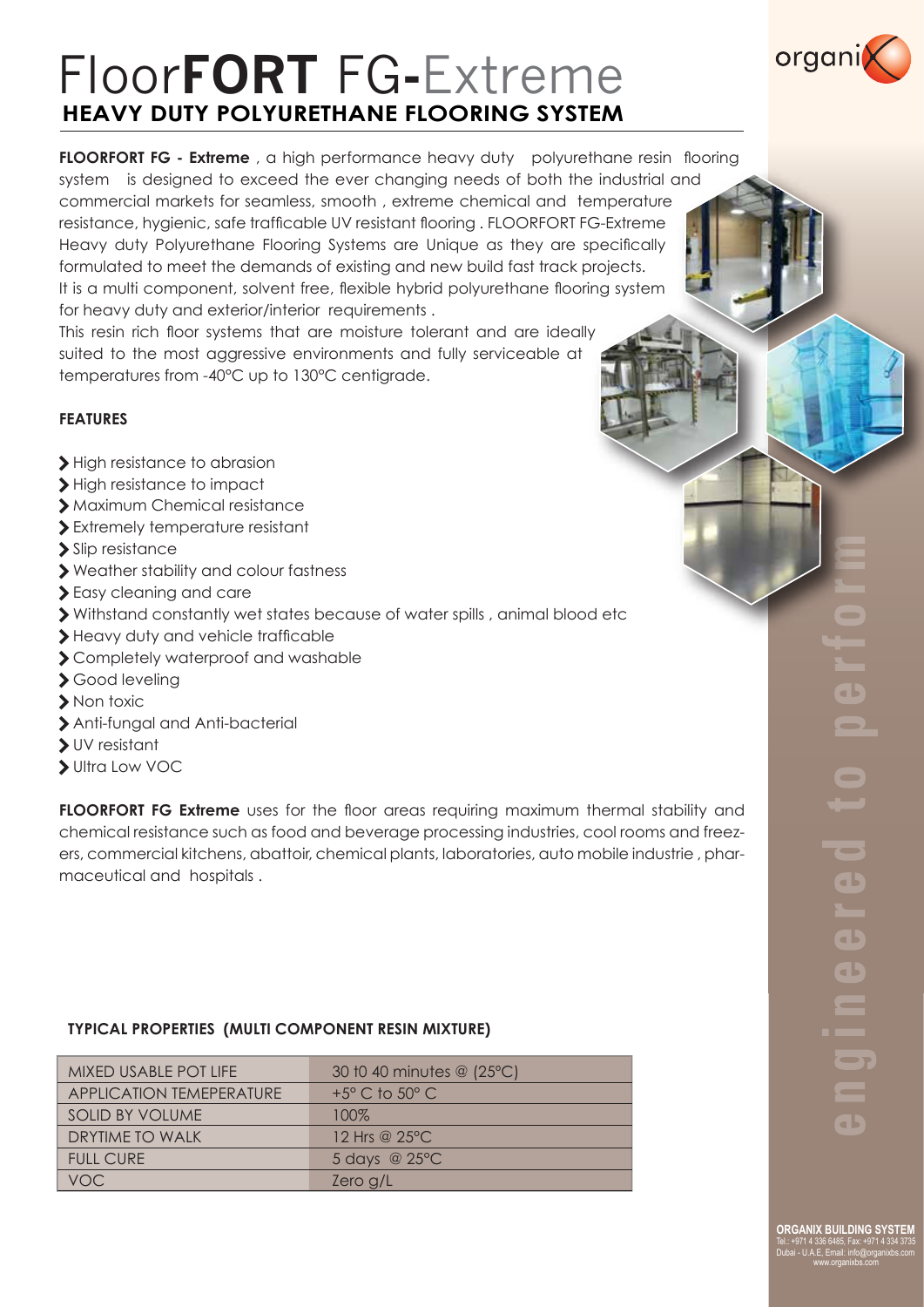# Floor**FORT** FG-Extreme

## HEAVY DUTY POLYURETHANE FLOORING SYSTEM

organix

**FLOORFORT FG - Extreme** , a high performance heavy duty polyurethane resin flooring system is designed to exceed the ever changing needs of both the industrial and commercial markets for seamless, smooth , extreme chemical and temperature resistance, hygienic, safe trafficable UV resistant flooring . FLOORFORT FG-Extreme Heavy duty Polyurethane Flooring Systems are Unique as they are specifically formulated to meet the demands of existing and new build fast track projects.
It is a multi component, solvent free, flexible hybrid polyurethane flooring system for heavy duty and exterior/interior requirements .
This resin rich floor systems that are moisture tolerant and are ideally suited to the most aggressive environments and fully serviceable at temperatures from -40°C up to 130°C centigrade.

### FEATURES

- High resistance to abrasion
- High resistance to impact
- Maximum Chemical resistance
- Extremely temperature resistant
- Slip resistance
- Weather stability and colour fastness
- Easy cleaning and care
- Withstand constantly wet states because of water spills , animal blood etc
- Heavy duty and vehicle trafficable
- Completely waterproof and washable
- Good leveling
- Non toxic
- Anti-fungal and Anti-bacterial
- UV resistant
- Ultra Low VOC

**FLOORFORT FG Extreme** uses for the floor areas requiring maximum thermal stability and chemical resistance such as food and beverage processing industries, cool rooms and freezers, commercial kitchens, abattoir, chemical plants, laboratories, auto mobile industrie , pharmaceutical and hospitals .

### TYPICAL PROPERTIES (MULTI COMPONENT RESIN MIXTURE)

| | |
|---|---|
| MIXED USABLE POT LIFE | 30 t0 40 minutes @ (25°C) |
| APPLICATION TEMEPERATURE | +5° C to 50° C |
| SOLID BY VOLUME | 100% |
| DRYTIME TO WALK | 12 Hrs @ 25°C |
| FULL CURE | 5 days @ 25°C |
| VOC | Zero g/L |

engineered to perform

**ORGANIX BUILDING SYSTEM**
Tel.: +971 4 336 6485, Fax: +971 4 334 3735
Dubai - U.A.E. Email: info@organixbs.com
www.organixbs.com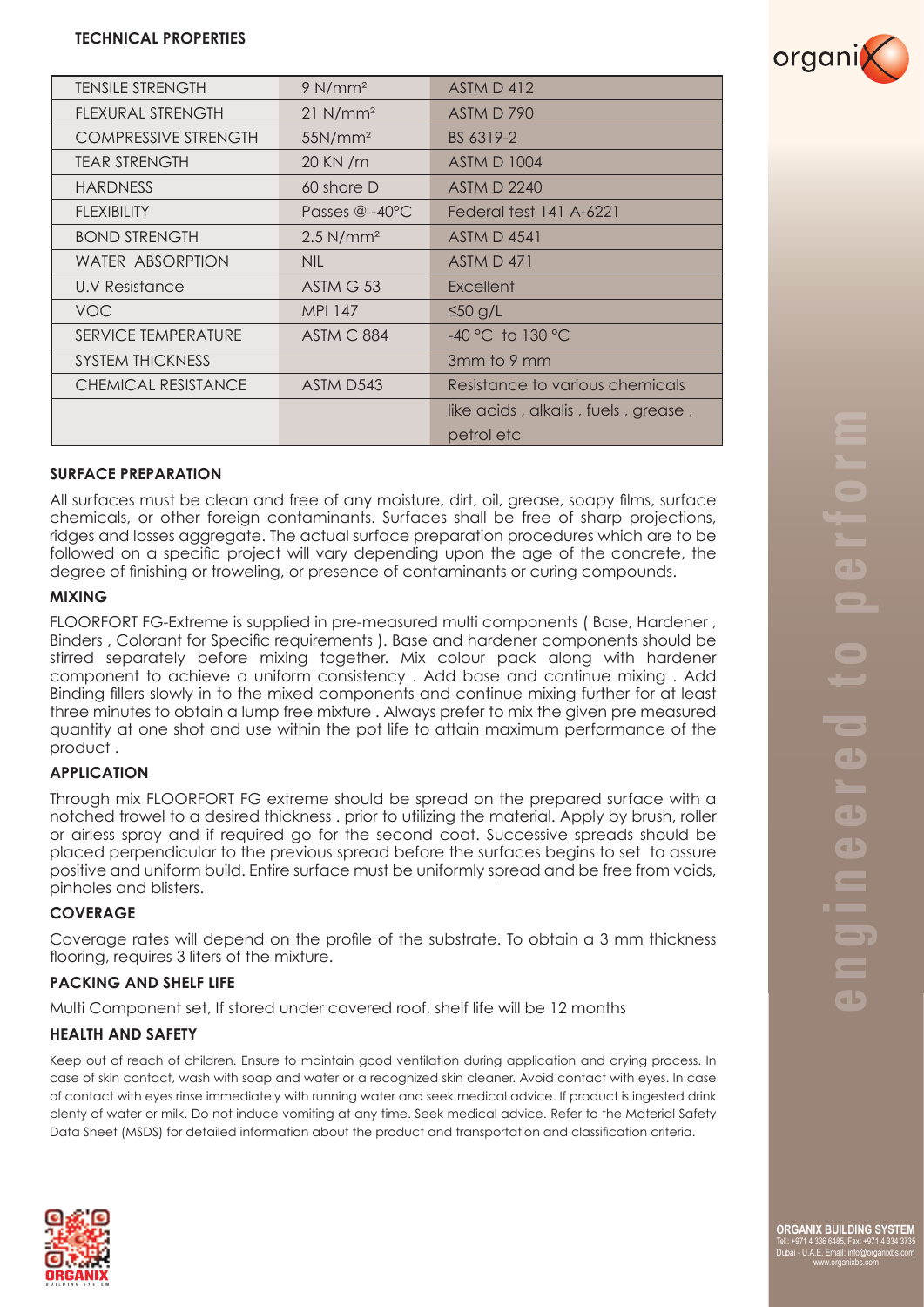**TECHNICAL PROPERTIES**

| | | |
|---|---|---|
| TENSILE STRENGTH | 9 N/mm² | ASTM D 412 |
| FLEXURAL STRENGTH | 21 N/mm² | ASTM D 790 |
| COMPRESSIVE STRENGTH | 55N/mm² | BS 6319-2 |
| TEAR STRENGTH | 20 KN /m | ASTM D 1004 |
| HARDNESS | 60 shore D | ASTM D 2240 |
| FLEXIBILITY | Passes @ -40°C | Federal test 141 A-6221 |
| BOND STRENGTH | 2.5 N/mm² | ASTM D 4541 |
| WATER ABSORPTION | NIL | ASTM D 471 |
| U.V Resistance | ASTM G 53 | Excellent |
| VOC | MPI 147 | ≤50 g/L |
| SERVICE TEMPERATURE | ASTM C 884 | -40 °C to 130 °C |
| SYSTEM THICKNESS | | 3mm to 9 mm |
| CHEMICAL RESISTANCE | ASTM D543 | Resistance to various chemicals like acids , alkalis , fuels , grease , petrol etc |

**SURFACE PREPARATION**

All surfaces must be clean and free of any moisture, dirt, oil, grease, soapy films, surface chemicals, or other foreign contaminants. Surfaces shall be free of sharp projections, ridges and losses aggregate. The actual surface preparation procedures which are to be followed on a specific project will vary depending upon the age of the concrete, the degree of finishing or troweling, or presence of contaminants or curing compounds.

**MIXING**

FLOORFORT FG-Extreme is supplied in pre-measured multi components ( Base, Hardener , Binders , Colorant for Specific requirements ). Base and hardener components should be stirred separately before mixing together. Mix colour pack along with hardener component to achieve a uniform consistency . Add base and continue mixing . Add Binding fillers slowly in to the mixed components and continue mixing further for at least three minutes to obtain a lump free mixture . Always prefer to mix the given pre measured quantity at one shot and use within the pot life to attain maximum performance of the product .

**APPLICATION**

Through mix FLOORFORT FG extreme should be spread on the prepared surface with a notched trowel to a desired thickness . prior to utilizing the material. Apply by brush, roller or airless spray and if required go for the second coat. Successive spreads should be placed perpendicular to the previous spread before the surfaces begins to set to assure positive and uniform build. Entire surface must be uniformly spread and be free from voids, pinholes and blisters.

**COVERAGE**

Coverage rates will depend on the profile of the substrate. To obtain a 3 mm thickness flooring, requires 3 liters of the mixture.

**PACKING AND SHELF LIFE**

Multi Component set, If stored under covered roof, shelf life will be 12 months

**HEALTH AND SAFETY**

Keep out of reach of children. Ensure to maintain good ventilation during application and drying process. In case of skin contact, wash with soap and water or a recognized skin cleaner. Avoid contact with eyes. In case of contact with eyes rinse immediately with running water and seek medical advice. If product is ingested drink plenty of water or milk. Do not induce vomiting at any time. Seek medical advice. Refer to the Material Safety Data Sheet (MSDS) for detailed information about the product and transportation and classification criteria.

engineered to perform

**ORGANIX BUILDING SYSTEM**
Tel.: +971 4 336 6485, Fax: +971 4 334 3735
Dubai - U.A.E. Email: info@organixbs.com
www.organixbs.com